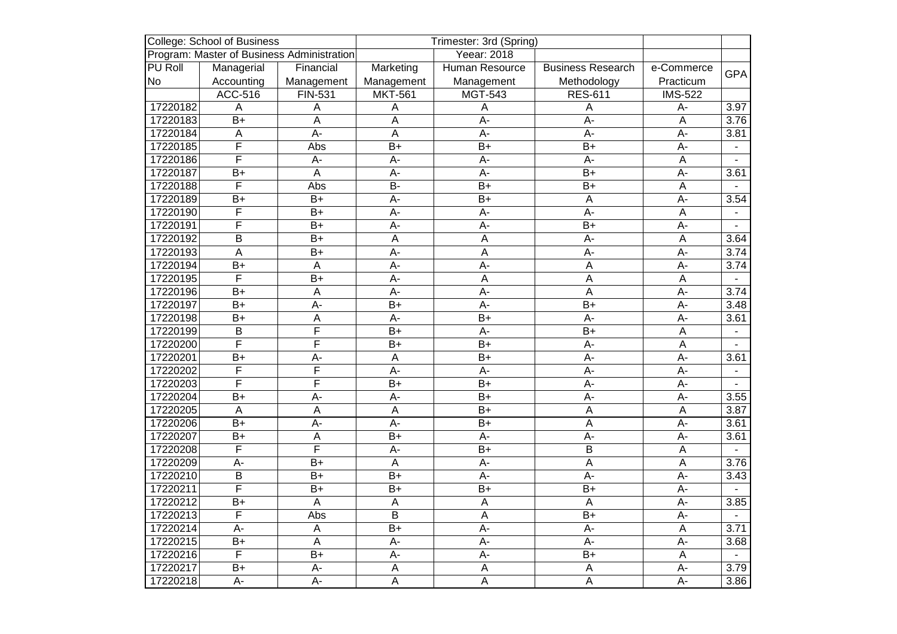| College: School of Business | | | Trimester: 3rd (Spring) | | | | |
|---|---|---|---|---|---|---|---|
| Program: Master of Business Administration | | | | Yeear: 2018 | | | |
| PU Roll No | Managerial Accounting | Financial Management | Marketing Management | Human Resource Management | Business Research Methodology | e-Commerce Practicum | GPA |
| | ACC-516 | FIN-531 | MKT-561 | MGT-543 | RES-611 | IMS-522 | |
| 17220182 | A | A | A | A | A | A- | 3.97 |
| 17220183 | B+ | A | A | A- | A- | A | 3.76 |
| 17220184 | A | A- | A | A- | A- | A- | 3.81 |
| 17220185 | F | Abs | B+ | B+ | B+ | A- | - |
| 17220186 | F | A- | A- | A- | A- | A | - |
| 17220187 | B+ | A | A- | A- | B+ | A- | 3.61 |
| 17220188 | F | Abs | B- | B+ | B+ | A | - |
| 17220189 | B+ | B+ | A- | B+ | A | A- | 3.54 |
| 17220190 | F | B+ | A- | A- | A- | A | - |
| 17220191 | F | B+ | A- | A- | B+ | A- | - |
| 17220192 | B | B+ | A | A | A- | A | 3.64 |
| 17220193 | A | B+ | A- | A | A- | A- | 3.74 |
| 17220194 | B+ | A | A- | A- | A | A- | 3.74 |
| 17220195 | F | B+ | A- | A | A | A | - |
| 17220196 | B+ | A | A- | A- | A | A- | 3.74 |
| 17220197 | B+ | A- | B+ | A- | B+ | A- | 3.48 |
| 17220198 | B+ | A | A- | B+ | A- | A- | 3.61 |
| 17220199 | B | F | B+ | A- | B+ | A | - |
| 17220200 | F | F | B+ | B+ | A- | A | - |
| 17220201 | B+ | A- | A | B+ | A- | A- | 3.61 |
| 17220202 | F | F | A- | A- | A- | A- | - |
| 17220203 | F | F | B+ | B+ | A- | A- | - |
| 17220204 | B+ | A- | A- | B+ | A- | A- | 3.55 |
| 17220205 | A | A | A | B+ | A | A | 3.87 |
| 17220206 | B+ | A- | A- | B+ | A | A- | 3.61 |
| 17220207 | B+ | A | B+ | A- | A- | A- | 3.61 |
| 17220208 | F | F | A- | B+ | B | A | - |
| 17220209 | A- | B+ | A | A- | A | A | 3.76 |
| 17220210 | B | B+ | B+ | A- | A- | A- | 3.43 |
| 17220211 | F | B+ | B+ | B+ | B+ | A- | - |
| 17220212 | B+ | A | A | A | A | A- | 3.85 |
| 17220213 | F | Abs | B | A | B+ | A- | - |
| 17220214 | A- | A | B+ | A- | A- | A | 3.71 |
| 17220215 | B+ | A | A- | A- | A- | A- | 3.68 |
| 17220216 | F | B+ | A- | A- | B+ | A | - |
| 17220217 | B+ | A- | A | A | A | A- | 3.79 |
| 17220218 | A- | A- | A | A | A | A- | 3.86 |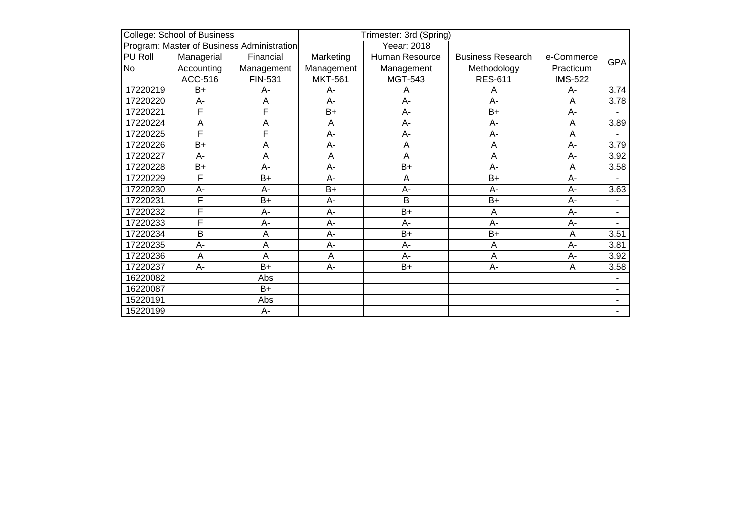| College: School of Business | | | Trimester: 3rd (Spring) | | | | |
|---|---|---|---|---|---|---|---|
| Program: Master of Business Administration | | | | Yeear: 2018 | | | |
| PU Roll No | Managerial Accounting | Financial Management | Marketing Management | Human Resource Management | Business Research Methodology | e-Commerce Practicum | GPA |
| | ACC-516 | FIN-531 | MKT-561 | MGT-543 | RES-611 | IMS-522 | |
| 17220219 | B+ | A- | A- | A | A | A- | 3.74 |
| 17220220 | A- | A | A- | A- | A- | A | 3.78 |
| 17220221 | F | F | B+ | A- | B+ | A- | - |
| 17220224 | A | A | A | A- | A- | A | 3.89 |
| 17220225 | F | F | A- | A- | A- | A | - |
| 17220226 | B+ | A | A- | A | A | A- | 3.79 |
| 17220227 | A- | A | A | A | A | A- | 3.92 |
| 17220228 | B+ | A- | A- | B+ | A- | A | 3.58 |
| 17220229 | F | B+ | A- | A | B+ | A- | - |
| 17220230 | A- | A- | B+ | A- | A- | A- | 3.63 |
| 17220231 | F | B+ | A- | B | B+ | A- | - |
| 17220232 | F | A- | A- | B+ | A | A- | - |
| 17220233 | F | A- | A- | A- | A- | A- | - |
| 17220234 | B | A | A- | B+ | B+ | A | 3.51 |
| 17220235 | A- | A | A- | A- | A | A- | 3.81 |
| 17220236 | A | A | A | A- | A | A- | 3.92 |
| 17220237 | A- | B+ | A- | B+ | A- | A | 3.58 |
| 16220082 | | Abs | | | | | - |
| 16220087 | | B+ | | | | | - |
| 15220191 | | Abs | | | | | - |
| 15220199 | | A- | | | | | - |